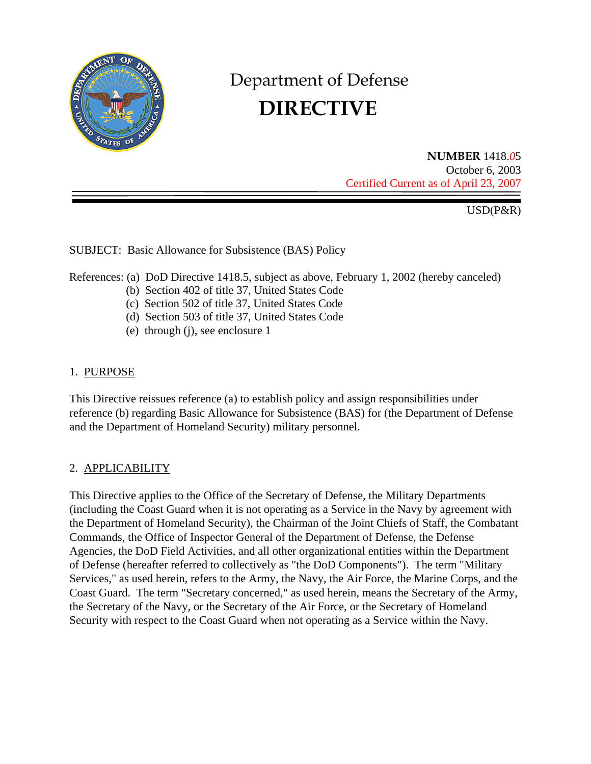# Department of Defense
# DIRECTIVE

**NUMBER** 1418.05
October 6, 2003
Certified Current as of April 23, 2007

USD(P&R)

SUBJECT: Basic Allowance for Subsistence (BAS) Policy

References:
(a) DoD Directive 1418.5, subject as above, February 1, 2002 (hereby canceled)
(b) Section 402 of title 37, United States Code
(c) Section 502 of title 37, United States Code
(d) Section 503 of title 37, United States Code
(e) through (j), see enclosure 1

## 1. PURPOSE

This Directive reissues reference (a) to establish policy and assign responsibilities under reference (b) regarding Basic Allowance for Subsistence (BAS) for (the Department of Defense and the Department of Homeland Security) military personnel.

## 2. APPLICABILITY

This Directive applies to the Office of the Secretary of Defense, the Military Departments (including the Coast Guard when it is not operating as a Service in the Navy by agreement with the Department of Homeland Security), the Chairman of the Joint Chiefs of Staff, the Combatant Commands, the Office of Inspector General of the Department of Defense, the Defense Agencies, the DoD Field Activities, and all other organizational entities within the Department of Defense (hereafter referred to collectively as "the DoD Components"). The term "Military Services," as used herein, refers to the Army, the Navy, the Air Force, the Marine Corps, and the Coast Guard. The term "Secretary concerned," as used herein, means the Secretary of the Army, the Secretary of the Navy, or the Secretary of the Air Force, or the Secretary of Homeland Security with respect to the Coast Guard when not operating as a Service within the Navy.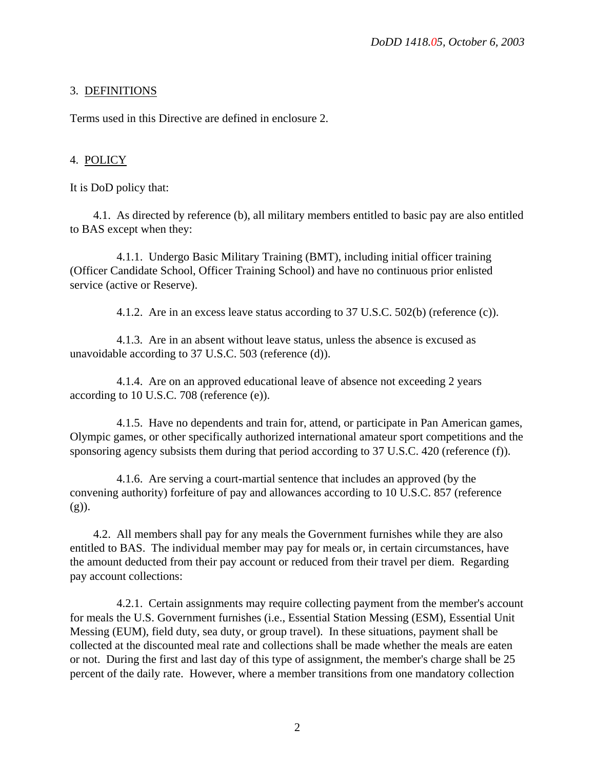## 3. DEFINITIONS

Terms used in this Directive are defined in enclosure 2.

## 4. POLICY

It is DoD policy that:

4.1. As directed by reference (b), all military members entitled to basic pay are also entitled to BAS except when they:

4.1.1. Undergo Basic Military Training (BMT), including initial officer training (Officer Candidate School, Officer Training School) and have no continuous prior enlisted service (active or Reserve).

4.1.2. Are in an excess leave status according to 37 U.S.C. 502(b) (reference (c)).

4.1.3. Are in an absent without leave status, unless the absence is excused as unavoidable according to 37 U.S.C. 503 (reference (d)).

4.1.4. Are on an approved educational leave of absence not exceeding 2 years according to 10 U.S.C. 708 (reference (e)).

4.1.5. Have no dependents and train for, attend, or participate in Pan American games, Olympic games, or other specifically authorized international amateur sport competitions and the sponsoring agency subsists them during that period according to 37 U.S.C. 420 (reference (f)).

4.1.6. Are serving a court-martial sentence that includes an approved (by the convening authority) forfeiture of pay and allowances according to 10 U.S.C. 857 (reference (g)).

4.2. All members shall pay for any meals the Government furnishes while they are also entitled to BAS. The individual member may pay for meals or, in certain circumstances, have the amount deducted from their pay account or reduced from their travel per diem. Regarding pay account collections:

4.2.1. Certain assignments may require collecting payment from the member's account for meals the U.S. Government furnishes (i.e., Essential Station Messing (ESM), Essential Unit Messing (EUM), field duty, sea duty, or group travel). In these situations, payment shall be collected at the discounted meal rate and collections shall be made whether the meals are eaten or not. During the first and last day of this type of assignment, the member's charge shall be 25 percent of the daily rate. However, where a member transitions from one mandatory collection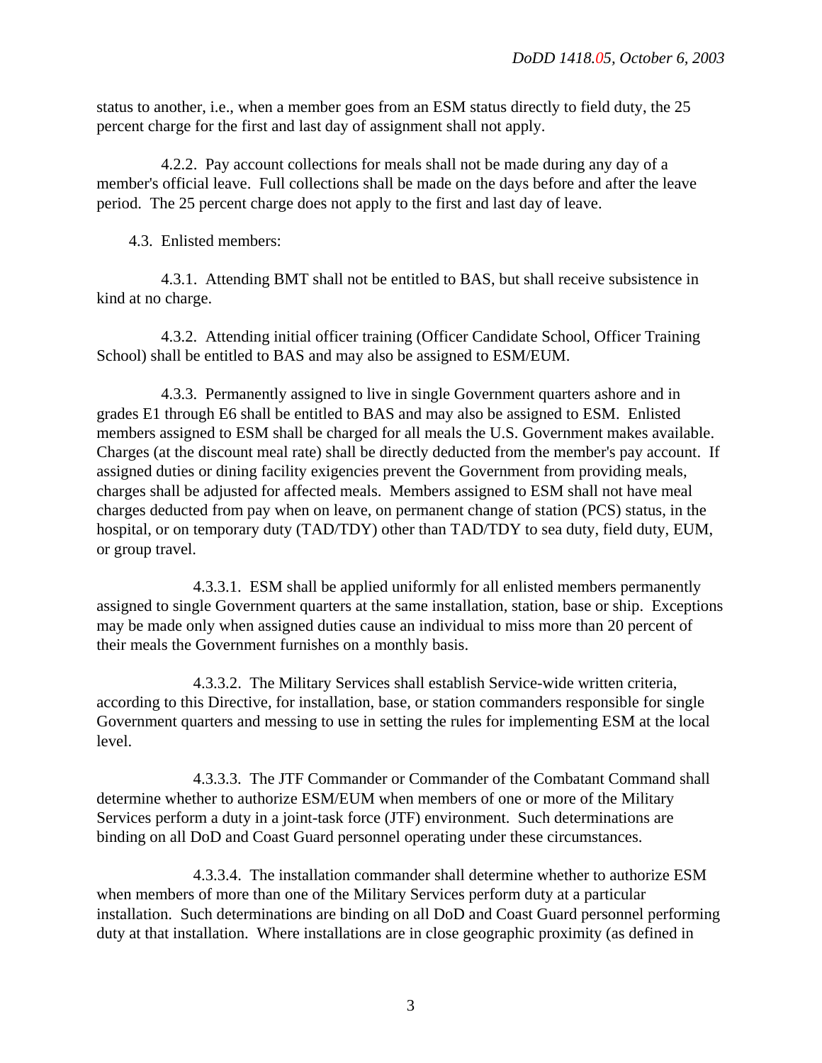status to another, i.e., when a member goes from an ESM status directly to field duty, the 25 percent charge for the first and last day of assignment shall not apply.

4.2.2. Pay account collections for meals shall not be made during any day of a member's official leave. Full collections shall be made on the days before and after the leave period. The 25 percent charge does not apply to the first and last day of leave.

4.3. Enlisted members:

4.3.1. Attending BMT shall not be entitled to BAS, but shall receive subsistence in kind at no charge.

4.3.2. Attending initial officer training (Officer Candidate School, Officer Training School) shall be entitled to BAS and may also be assigned to ESM/EUM.

4.3.3. Permanently assigned to live in single Government quarters ashore and in grades E1 through E6 shall be entitled to BAS and may also be assigned to ESM. Enlisted members assigned to ESM shall be charged for all meals the U.S. Government makes available. Charges (at the discount meal rate) shall be directly deducted from the member's pay account. If assigned duties or dining facility exigencies prevent the Government from providing meals, charges shall be adjusted for affected meals. Members assigned to ESM shall not have meal charges deducted from pay when on leave, on permanent change of station (PCS) status, in the hospital, or on temporary duty (TAD/TDY) other than TAD/TDY to sea duty, field duty, EUM, or group travel.

4.3.3.1. ESM shall be applied uniformly for all enlisted members permanently assigned to single Government quarters at the same installation, station, base or ship. Exceptions may be made only when assigned duties cause an individual to miss more than 20 percent of their meals the Government furnishes on a monthly basis.

4.3.3.2. The Military Services shall establish Service-wide written criteria, according to this Directive, for installation, base, or station commanders responsible for single Government quarters and messing to use in setting the rules for implementing ESM at the local level.

4.3.3.3. The JTF Commander or Commander of the Combatant Command shall determine whether to authorize ESM/EUM when members of one or more of the Military Services perform a duty in a joint-task force (JTF) environment. Such determinations are binding on all DoD and Coast Guard personnel operating under these circumstances.

4.3.3.4. The installation commander shall determine whether to authorize ESM when members of more than one of the Military Services perform duty at a particular installation. Such determinations are binding on all DoD and Coast Guard personnel performing duty at that installation. Where installations are in close geographic proximity (as defined in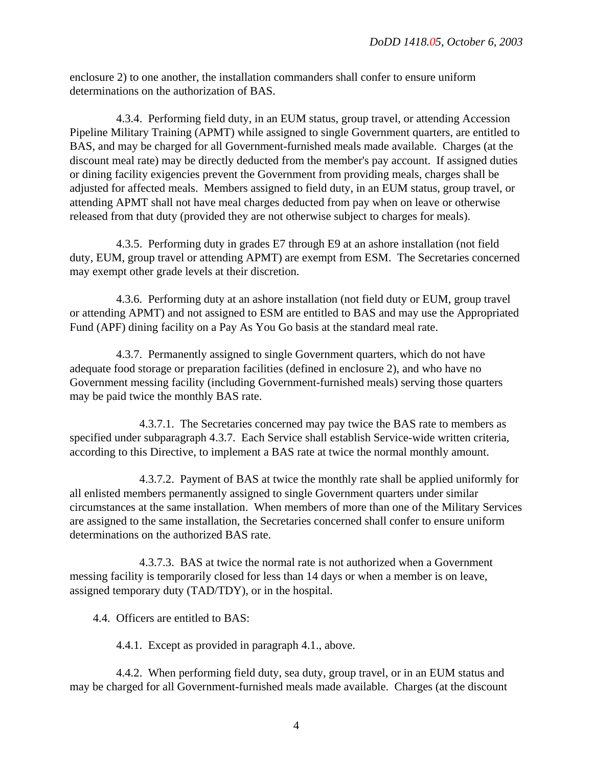enclosure 2) to one another, the installation commanders shall confer to ensure uniform determinations on the authorization of BAS.

4.3.4. Performing field duty, in an EUM status, group travel, or attending Accession Pipeline Military Training (APMT) while assigned to single Government quarters, are entitled to BAS, and may be charged for all Government-furnished meals made available. Charges (at the discount meal rate) may be directly deducted from the member's pay account. If assigned duties or dining facility exigencies prevent the Government from providing meals, charges shall be adjusted for affected meals. Members assigned to field duty, in an EUM status, group travel, or attending APMT shall not have meal charges deducted from pay when on leave or otherwise released from that duty (provided they are not otherwise subject to charges for meals).

4.3.5. Performing duty in grades E7 through E9 at an ashore installation (not field duty, EUM, group travel or attending APMT) are exempt from ESM. The Secretaries concerned may exempt other grade levels at their discretion.

4.3.6. Performing duty at an ashore installation (not field duty or EUM, group travel or attending APMT) and not assigned to ESM are entitled to BAS and may use the Appropriated Fund (APF) dining facility on a Pay As You Go basis at the standard meal rate.

4.3.7. Permanently assigned to single Government quarters, which do not have adequate food storage or preparation facilities (defined in enclosure 2), and who have no Government messing facility (including Government-furnished meals) serving those quarters may be paid twice the monthly BAS rate.

4.3.7.1. The Secretaries concerned may pay twice the BAS rate to members as specified under subparagraph 4.3.7. Each Service shall establish Service-wide written criteria, according to this Directive, to implement a BAS rate at twice the normal monthly amount.

4.3.7.2. Payment of BAS at twice the monthly rate shall be applied uniformly for all enlisted members permanently assigned to single Government quarters under similar circumstances at the same installation. When members of more than one of the Military Services are assigned to the same installation, the Secretaries concerned shall confer to ensure uniform determinations on the authorized BAS rate.

4.3.7.3. BAS at twice the normal rate is not authorized when a Government messing facility is temporarily closed for less than 14 days or when a member is on leave, assigned temporary duty (TAD/TDY), or in the hospital.

4.4. Officers are entitled to BAS:

4.4.1. Except as provided in paragraph 4.1., above.

4.4.2. When performing field duty, sea duty, group travel, or in an EUM status and may be charged for all Government-furnished meals made available. Charges (at the discount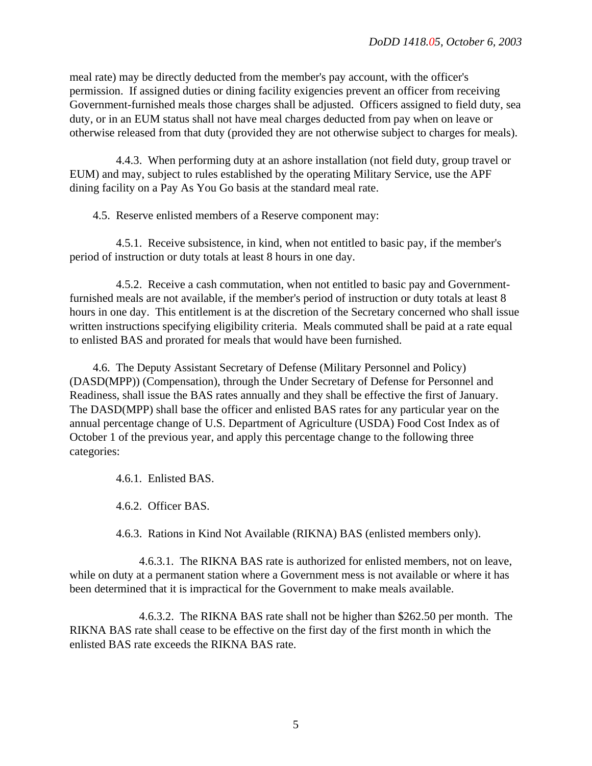meal rate) may be directly deducted from the member's pay account, with the officer's permission. If assigned duties or dining facility exigencies prevent an officer from receiving Government-furnished meals those charges shall be adjusted. Officers assigned to field duty, sea duty, or in an EUM status shall not have meal charges deducted from pay when on leave or otherwise released from that duty (provided they are not otherwise subject to charges for meals).

4.4.3. When performing duty at an ashore installation (not field duty, group travel or EUM) and may, subject to rules established by the operating Military Service, use the APF dining facility on a Pay As You Go basis at the standard meal rate.

4.5. Reserve enlisted members of a Reserve component may:

4.5.1. Receive subsistence, in kind, when not entitled to basic pay, if the member's period of instruction or duty totals at least 8 hours in one day.

4.5.2. Receive a cash commutation, when not entitled to basic pay and Government-furnished meals are not available, if the member's period of instruction or duty totals at least 8 hours in one day. This entitlement is at the discretion of the Secretary concerned who shall issue written instructions specifying eligibility criteria. Meals commuted shall be paid at a rate equal to enlisted BAS and prorated for meals that would have been furnished.

4.6. The Deputy Assistant Secretary of Defense (Military Personnel and Policy) (DASD(MPP)) (Compensation), through the Under Secretary of Defense for Personnel and Readiness, shall issue the BAS rates annually and they shall be effective the first of January. The DASD(MPP) shall base the officer and enlisted BAS rates for any particular year on the annual percentage change of U.S. Department of Agriculture (USDA) Food Cost Index as of October 1 of the previous year, and apply this percentage change to the following three categories:

4.6.1. Enlisted BAS.

4.6.2. Officer BAS.

4.6.3. Rations in Kind Not Available (RIKNA) BAS (enlisted members only).

4.6.3.1. The RIKNA BAS rate is authorized for enlisted members, not on leave, while on duty at a permanent station where a Government mess is not available or where it has been determined that it is impractical for the Government to make meals available.

4.6.3.2. The RIKNA BAS rate shall not be higher than $262.50 per month. The RIKNA BAS rate shall cease to be effective on the first day of the first month in which the enlisted BAS rate exceeds the RIKNA BAS rate.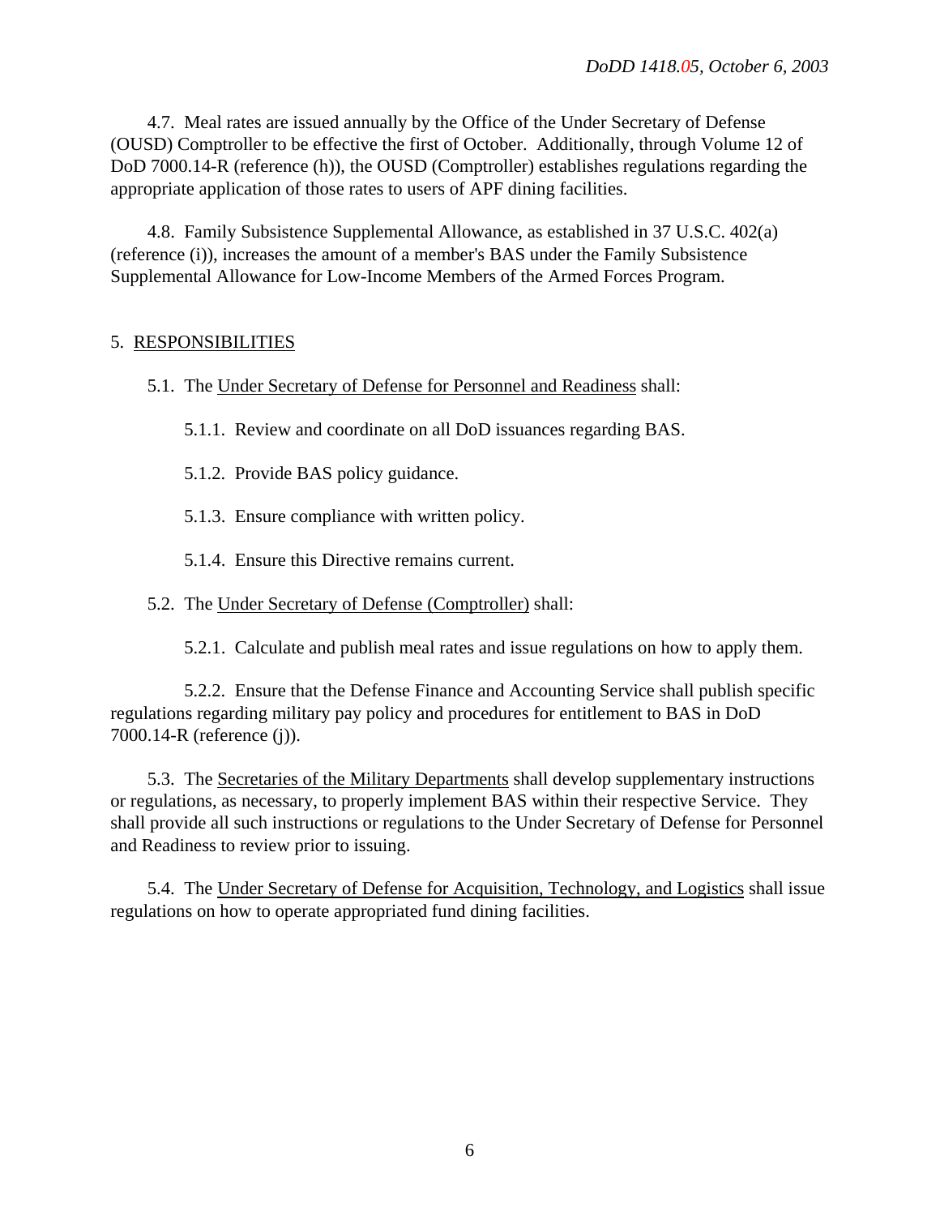4.7. Meal rates are issued annually by the Office of the Under Secretary of Defense (OUSD) Comptroller to be effective the first of October. Additionally, through Volume 12 of DoD 7000.14-R (reference (h)), the OUSD (Comptroller) establishes regulations regarding the appropriate application of those rates to users of APF dining facilities.

4.8. Family Subsistence Supplemental Allowance, as established in 37 U.S.C. 402(a) (reference (i)), increases the amount of a member's BAS under the Family Subsistence Supplemental Allowance for Low-Income Members of the Armed Forces Program.

## 5. RESPONSIBILITIES

5.1. The Under Secretary of Defense for Personnel and Readiness shall:

5.1.1. Review and coordinate on all DoD issuances regarding BAS.

5.1.2. Provide BAS policy guidance.

5.1.3. Ensure compliance with written policy.

5.1.4. Ensure this Directive remains current.

5.2. The Under Secretary of Defense (Comptroller) shall:

5.2.1. Calculate and publish meal rates and issue regulations on how to apply them.

5.2.2. Ensure that the Defense Finance and Accounting Service shall publish specific regulations regarding military pay policy and procedures for entitlement to BAS in DoD 7000.14-R (reference (j)).

5.3. The Secretaries of the Military Departments shall develop supplementary instructions or regulations, as necessary, to properly implement BAS within their respective Service. They shall provide all such instructions or regulations to the Under Secretary of Defense for Personnel and Readiness to review prior to issuing.

5.4. The Under Secretary of Defense for Acquisition, Technology, and Logistics shall issue regulations on how to operate appropriated fund dining facilities.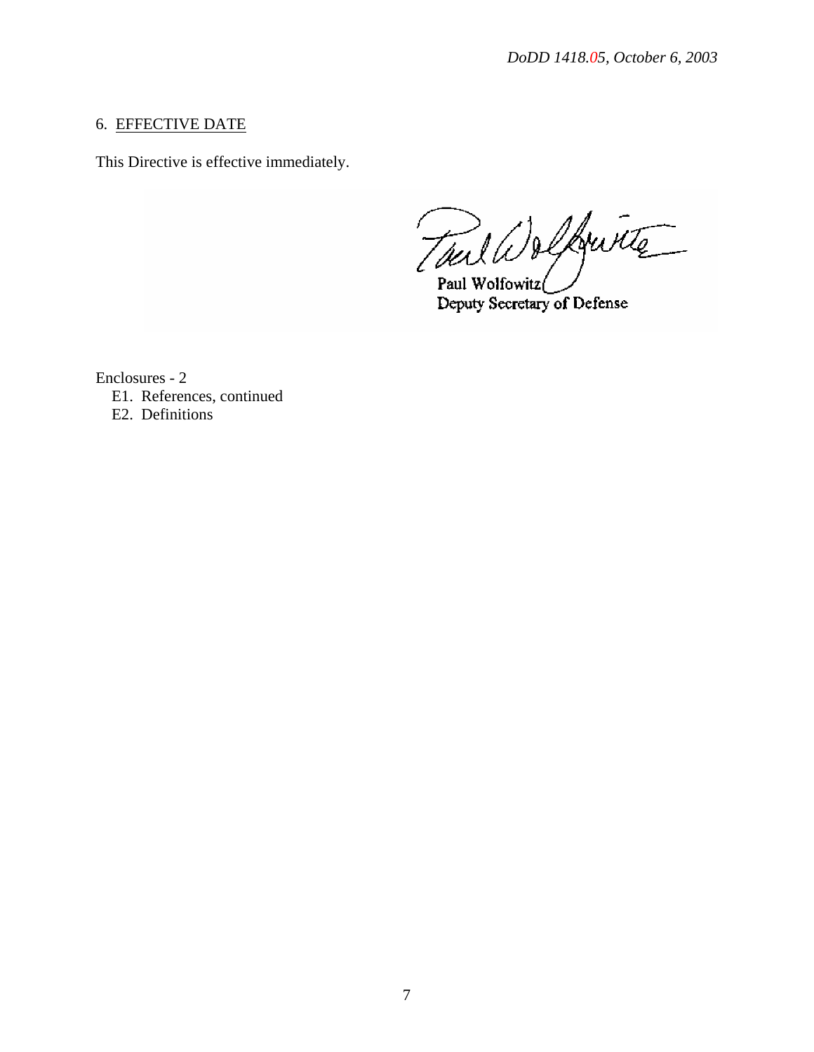## 6. EFFECTIVE DATE

This Directive is effective immediately.

Paul Wolfowitz
Deputy Secretary of Defense

Enclosures - 2
   E1. References, continued
   E2. Definitions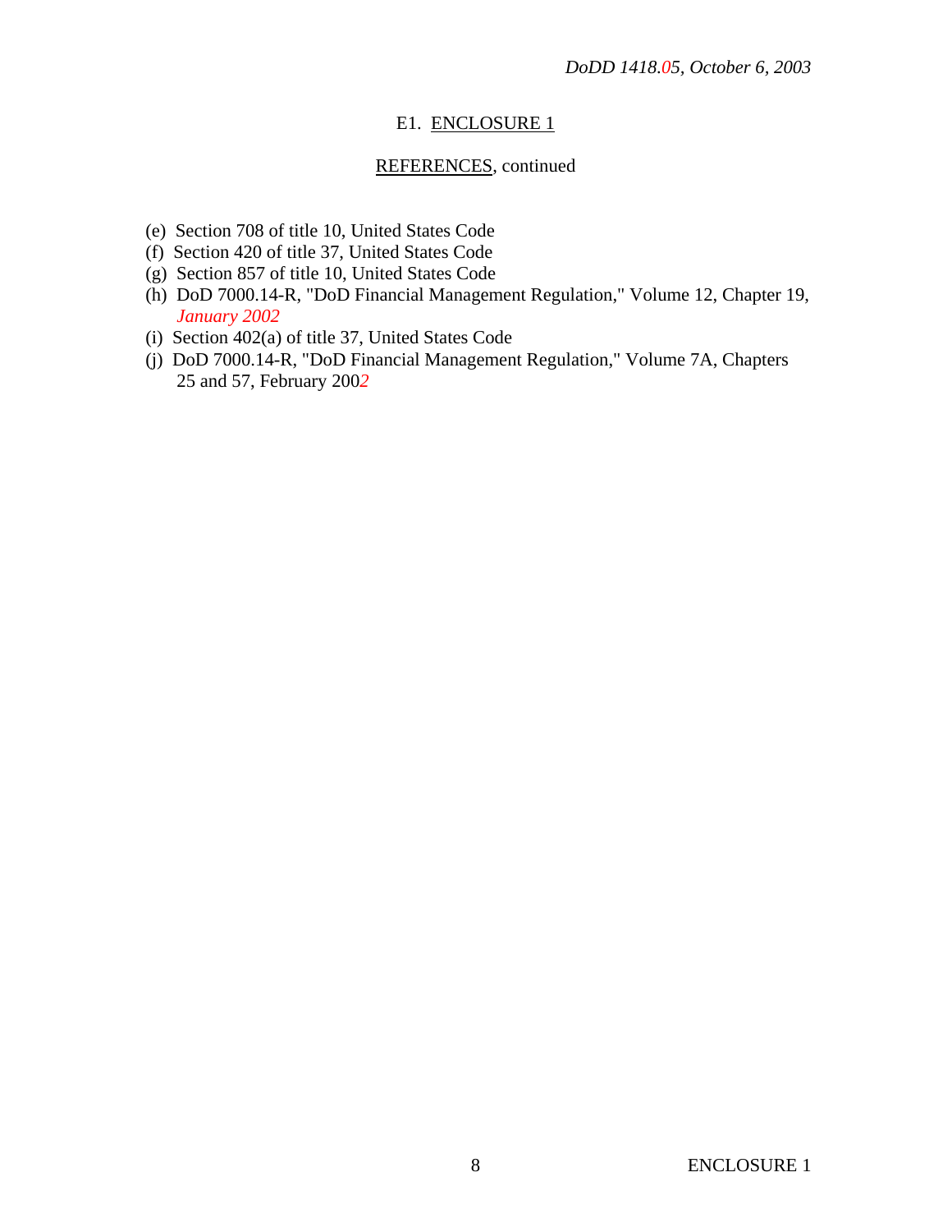E1. ENCLOSURE 1

REFERENCES, continued

(e) Section 708 of title 10, United States Code
(f) Section 420 of title 37, United States Code
(g) Section 857 of title 10, United States Code
(h) DoD 7000.14-R, "DoD Financial Management Regulation," Volume 12, Chapter 19, *January 2002*
(i) Section 402(a) of title 37, United States Code
(j) DoD 7000.14-R, "DoD Financial Management Regulation," Volume 7A, Chapters 25 and 57, February 200*2*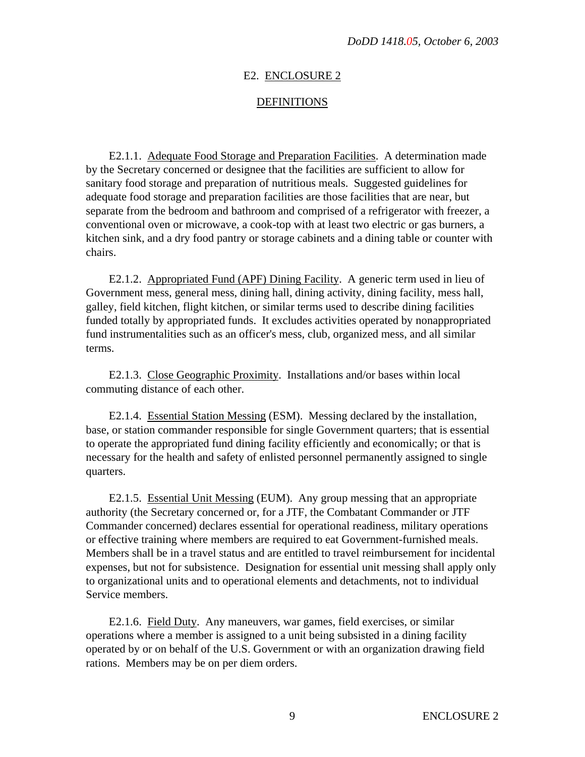## E2. ENCLOSURE 2

### DEFINITIONS

E2.1.1. Adequate Food Storage and Preparation Facilities. A determination made by the Secretary concerned or designee that the facilities are sufficient to allow for sanitary food storage and preparation of nutritious meals. Suggested guidelines for adequate food storage and preparation facilities are those facilities that are near, but separate from the bedroom and bathroom and comprised of a refrigerator with freezer, a conventional oven or microwave, a cook-top with at least two electric or gas burners, a kitchen sink, and a dry food pantry or storage cabinets and a dining table or counter with chairs.

E2.1.2. Appropriated Fund (APF) Dining Facility. A generic term used in lieu of Government mess, general mess, dining hall, dining activity, dining facility, mess hall, galley, field kitchen, flight kitchen, or similar terms used to describe dining facilities funded totally by appropriated funds. It excludes activities operated by nonappropriated fund instrumentalities such as an officer's mess, club, organized mess, and all similar terms.

E2.1.3. Close Geographic Proximity. Installations and/or bases within local commuting distance of each other.

E2.1.4. Essential Station Messing (ESM). Messing declared by the installation, base, or station commander responsible for single Government quarters; that is essential to operate the appropriated fund dining facility efficiently and economically; or that is necessary for the health and safety of enlisted personnel permanently assigned to single quarters.

E2.1.5. Essential Unit Messing (EUM). Any group messing that an appropriate authority (the Secretary concerned or, for a JTF, the Combatant Commander or JTF Commander concerned) declares essential for operational readiness, military operations or effective training where members are required to eat Government-furnished meals. Members shall be in a travel status and are entitled to travel reimbursement for incidental expenses, but not for subsistence. Designation for essential unit messing shall apply only to organizational units and to operational elements and detachments, not to individual Service members.

E2.1.6. Field Duty. Any maneuvers, war games, field exercises, or similar operations where a member is assigned to a unit being subsisted in a dining facility operated by or on behalf of the U.S. Government or with an organization drawing field rations. Members may be on per diem orders.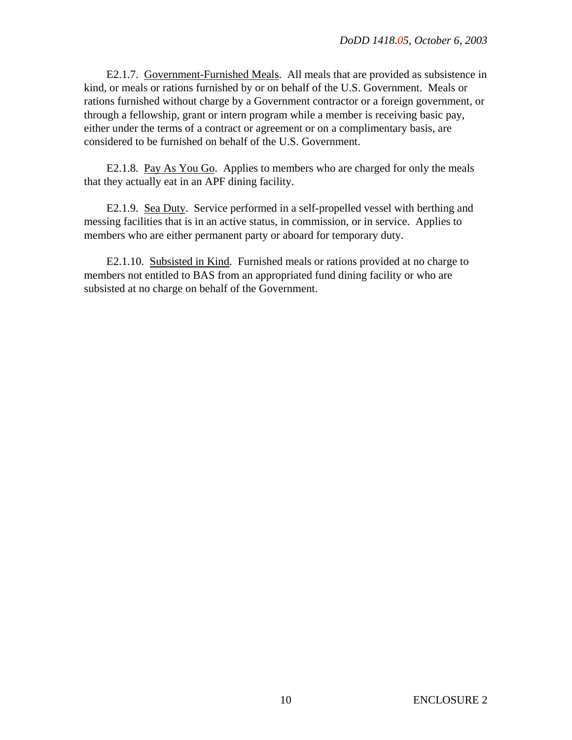E2.1.7. Government-Furnished Meals. All meals that are provided as subsistence in kind, or meals or rations furnished by or on behalf of the U.S. Government. Meals or rations furnished without charge by a Government contractor or a foreign government, or through a fellowship, grant or intern program while a member is receiving basic pay, either under the terms of a contract or agreement or on a complimentary basis, are considered to be furnished on behalf of the U.S. Government.

E2.1.8. Pay As You Go. Applies to members who are charged for only the meals that they actually eat in an APF dining facility.

E2.1.9. Sea Duty. Service performed in a self-propelled vessel with berthing and messing facilities that is in an active status, in commission, or in service. Applies to members who are either permanent party or aboard for temporary duty.

E2.1.10. Subsisted in Kind. Furnished meals or rations provided at no charge to members not entitled to BAS from an appropriated fund dining facility or who are subsisted at no charge on behalf of the Government.